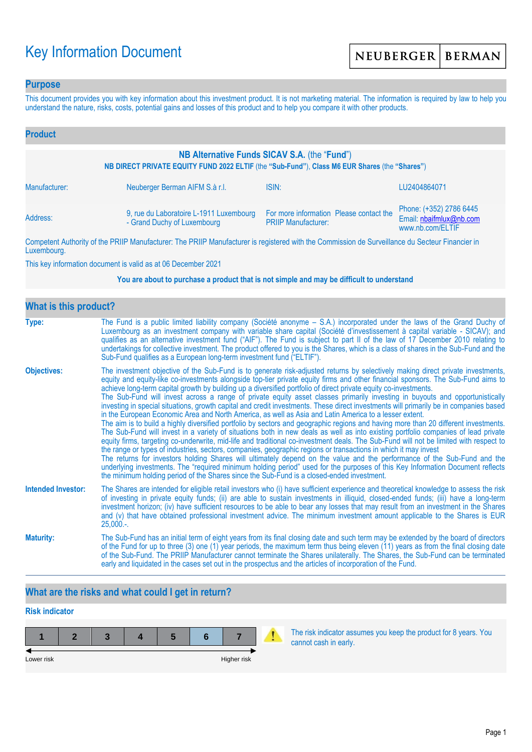# Key Information Document

NEUBERGER | BERMAN

## Purpose

This document provides you with key information about this investment product. It is not marketing material. The information is required by law to help you understand the nature, risks, costs, potential gains and losses of this product and to help you compare it with other products.

## Product

**NB Alternative Funds SICAV S.A.** (the "**Fund**")

**NB DIRECT PRIVATE EQUITY FUND 2022 ELTIF** (the **"Sub-Fund"**), **Class M6 EUR Shares** (the **"Shares"**)

| | | | |
|---|---|---|---|
| Manufacturer: | Neuberger Berman AIFM S.à r.l. | ISIN: | LU2404864071 |
| Address: | 9, rue du Laboratoire L-1911 Luxembourg - Grand Duchy of Luxembourg | For more information Please contact the PRIIP Manufacturer: | Phone: (+352) 2786 6445 Email: nbaifmlux@nb.com www.nb.com/ELTIF |

Competent Authority of the PRIIP Manufacturer: The PRIIP Manufacturer is registered with the Commission de Surveillance du Secteur Financier in Luxembourg.

This key information document is valid as at 06 December 2021

**You are about to purchase a product that is not simple and may be difficult to understand**

## What is this product?

**Type:** The Fund is a public limited liability company (Société anonyme – S.A.) incorporated under the laws of the Grand Duchy of Luxembourg as an investment company with variable share capital (Société d'investissement à capital variable - SICAV); and qualifies as an alternative investment fund ("AIF"). The Fund is subject to part II of the law of 17 December 2010 relating to undertakings for collective investment. The product offered to you is the Shares, which is a class of shares in the Sub-Fund and the Sub-Fund qualifies as a European long-term investment fund ("ELTIF").

**Objectives:** The investment objective of the Sub-Fund is to generate risk-adjusted returns by selectively making direct private investments, equity and equity-like co-investments alongside top-tier private equity firms and other financial sponsors. The Sub-Fund aims to achieve long-term capital growth by building up a diversified portfolio of direct private equity co-investments.
The Sub-Fund will invest across a range of private equity asset classes primarily investing in buyouts and opportunistically investing in special situations, growth capital and credit investments. These direct investments will primarily be in companies based in the European Economic Area and North America, as well as Asia and Latin America to a lesser extent.
The aim is to build a highly diversified portfolio by sectors and geographic regions and having more than 20 different investments. The Sub-Fund will invest in a variety of situations both in new deals as well as into existing portfolio companies of lead private equity firms, targeting co-underwrite, mid-life and traditional co-investment deals. The Sub-Fund will not be limited with respect to the range or types of industries, sectors, companies, geographic regions or transactions in which it may invest
The returns for investors holding Shares will ultimately depend on the value and the performance of the Sub-Fund and the underlying investments. The "required minimum holding period" used for the purposes of this Key Information Document reflects the minimum holding period of the Shares since the Sub-Fund is a closed-ended investment.

**Intended Investor:** The Shares are intended for eligible retail investors who (i) have sufficient experience and theoretical knowledge to assess the risk of investing in private equity funds; (ii) are able to sustain investments in illiquid, closed-ended funds; (iii) have a long-term investment horizon; (iv) have sufficient resources to be able to bear any losses that may result from an investment in the Shares and (v) that have obtained professional investment advice. The minimum investment amount applicable to the Shares is EUR 25,000.-.

**Maturity:** The Sub-Fund has an initial term of eight years from its final closing date and such term may be extended by the board of directors of the Fund for up to three (3) one (1) year periods, the maximum term thus being eleven (11) years as from the final closing date of the Sub-Fund. The PRIIP Manufacturer cannot terminate the Shares unilaterally. The Shares, the Sub-Fund can be terminated early and liquidated in the cases set out in the prospectus and the articles of incorporation of the Fund.

## What are the risks and what could I get in return?

### Risk indicator

| 1 | 2 | 3 | 4 | 5 | **6** | 7 |
|---|---|---|---|---|---|---|

Lower risk ← → Higher risk

The risk indicator assumes you keep the product for 8 years. You cannot cash in early.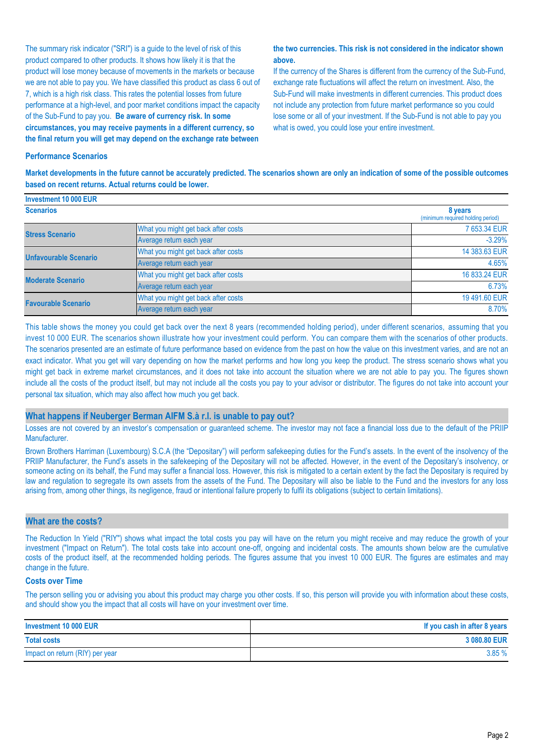The summary risk indicator ("SRI") is a guide to the level of risk of this product compared to other products. It shows how likely it is that the product will lose money because of movements in the markets or because we are not able to pay you. We have classified this product as class 6 out of 7, which is a high risk class. This rates the potential losses from future performance at a high-level, and poor market conditions impact the capacity of the Sub-Fund to pay you. **Be aware of currency risk. In some circumstances, you may receive payments in a different currency, so the final return you will get may depend on the exchange rate between the two currencies. This risk is not considered in the indicator shown above.**

If the currency of the Shares is different from the currency of the Sub-Fund, exchange rate fluctuations will affect the return on investment. Also, the Sub-Fund will make investments in different currencies. This product does not include any protection from future market performance so you could lose some or all of your investment. If the Sub-Fund is not able to pay you what is owed, you could lose your entire investment.

### Performance Scenarios

**Market developments in the future cannot be accurately predicted. The scenarios shown are only an indication of some of the possible outcomes based on recent returns. Actual returns could be lower.**

| Investment 10 000 EUR | | |
|---|---|---|
| **Scenarios** | | **8 years** (minimum required holding period) |
| **Stress Scenario** | What you might get back after costs | 7 653.34 EUR |
| | Average return each year | -3.29% |
| **Unfavourable Scenario** | What you might get back after costs | 14 383.63 EUR |
| | Average return each year | 4.65% |
| **Moderate Scenario** | What you might get back after costs | 16 833.24 EUR |
| | Average return each year | 6.73% |
| **Favourable Scenario** | What you might get back after costs | 19 491.60 EUR |
| | Average return each year | 8.70% |

This table shows the money you could get back over the next 8 years (recommended holding period), under different scenarios, assuming that you invest 10 000 EUR. The scenarios shown illustrate how your investment could perform. You can compare them with the scenarios of other products. The scenarios presented are an estimate of future performance based on evidence from the past on how the value on this investment varies, and are not an exact indicator. What you get will vary depending on how the market performs and how long you keep the product. The stress scenario shows what you might get back in extreme market circumstances, and it does not take into account the situation where we are not able to pay you. The figures shown include all the costs of the product itself, but may not include all the costs you pay to your advisor or distributor. The figures do not take into account your personal tax situation, which may also affect how much you get back.

## What happens if Neuberger Berman AIFM S.à r.l. is unable to pay out?

Losses are not covered by an investor's compensation or guaranteed scheme. The investor may not face a financial loss due to the default of the PRIIP Manufacturer.

Brown Brothers Harriman (Luxembourg) S.C.A (the "Depositary") will perform safekeeping duties for the Fund's assets. In the event of the insolvency of the PRIIP Manufacturer, the Fund's assets in the safekeeping of the Depositary will not be affected. However, in the event of the Depositary's insolvency, or someone acting on its behalf, the Fund may suffer a financial loss. However, this risk is mitigated to a certain extent by the fact the Depositary is required by law and regulation to segregate its own assets from the assets of the Fund. The Depositary will also be liable to the Fund and the investors for any loss arising from, among other things, its negligence, fraud or intentional failure properly to fulfil its obligations (subject to certain limitations).

## What are the costs?

The Reduction In Yield ("RIY") shows what impact the total costs you pay will have on the return you might receive and may reduce the growth of your investment ("Impact on Return"). The total costs take into account one-off, ongoing and incidental costs. The amounts shown below are the cumulative costs of the product itself, at the recommended holding periods. The figures assume that you invest 10 000 EUR. The figures are estimates and may change in the future.

### Costs over Time

The person selling you or advising you about this product may charge you other costs. If so, this person will provide you with information about these costs, and should show you the impact that all costs will have on your investment over time.

| **Investment 10 000 EUR** | **If you cash in after 8 years** |
|---|---|
| **Total costs** | **3 080.80 EUR** |
| Impact on return (RIY) per year | 3.85 % |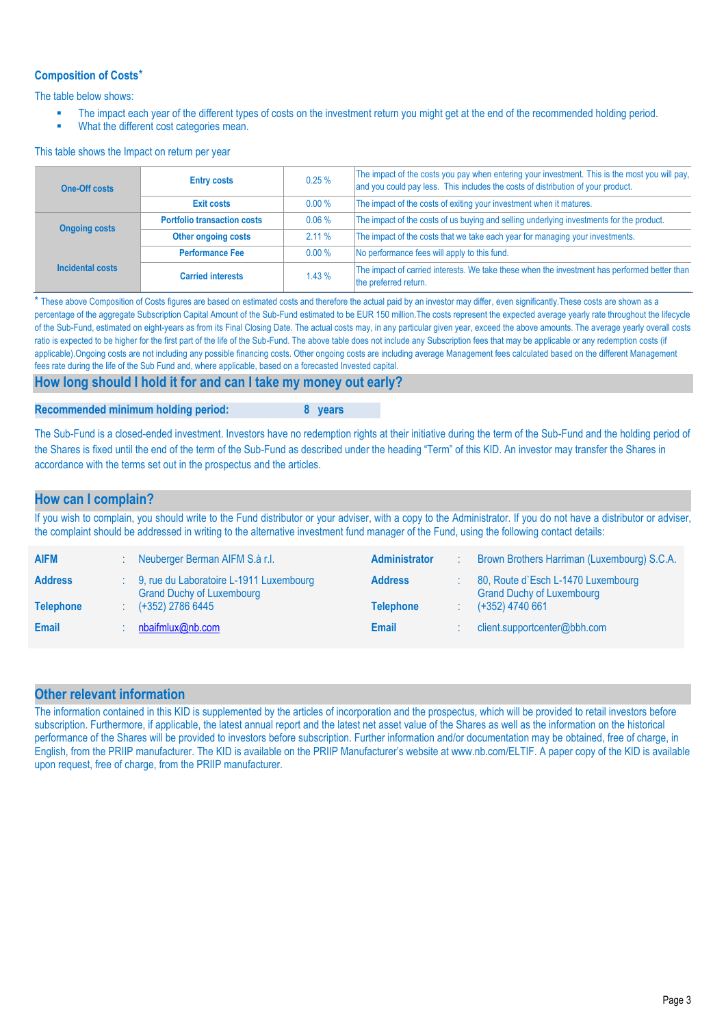### Composition of Costs*

The table below shows:

- The impact each year of the different types of costs on the investment return you might get at the end of the recommended holding period.
- What the different cost categories mean.

This table shows the Impact on return per year

| | | | |
|---|---|---|---|
| **One-Off costs** | **Entry costs** | 0.25 % | The impact of the costs you pay when entering your investment. This is the most you will pay, and you could pay less. This includes the costs of distribution of your product. |
| | **Exit costs** | 0.00 % | The impact of the costs of exiting your investment when it matures. |
| **Ongoing costs** | **Portfolio transaction costs** | 0.06 % | The impact of the costs of us buying and selling underlying investments for the product. |
| | **Other ongoing costs** | 2.11 % | The impact of the costs that we take each year for managing your investments. |
| **Incidental costs** | **Performance Fee** | 0.00 % | No performance fees will apply to this fund. |
| | **Carried interests** | 1.43 % | The impact of carried interests. We take these when the investment has performed better than the preferred return. |

* These above Composition of Costs figures are based on estimated costs and therefore the actual paid by an investor may differ, even significantly.These costs are shown as a percentage of the aggregate Subscription Capital Amount of the Sub-Fund estimated to be EUR 150 million.The costs represent the expected average yearly rate throughout the lifecycle of the Sub-Fund, estimated on eight-years as from its Final Closing Date. The actual costs may, in any particular given year, exceed the above amounts. The average yearly overall costs ratio is expected to be higher for the first part of the life of the Sub-Fund. The above table does not include any Subscription fees that may be applicable or any redemption costs (if applicable).Ongoing costs are not including any possible financing costs. Other ongoing costs are including average Management fees calculated based on the different Management fees rate during the life of the Sub Fund and, where applicable, based on a forecasted Invested capital.

## How long should I hold it for and can I take my money out early?

**Recommended minimum holding period:** **8 years**

The Sub-Fund is a closed-ended investment. Investors have no redemption rights at their initiative during the term of the Sub-Fund and the holding period of the Shares is fixed until the end of the term of the Sub-Fund as described under the heading "Term" of this KID. An investor may transfer the Shares in accordance with the terms set out in the prospectus and the articles.

## How can I complain?

If you wish to complain, you should write to the Fund distributor or your adviser, with a copy to the Administrator. If you do not have a distributor or adviser, the complaint should be addressed in writing to the alternative investment fund manager of the Fund, using the following contact details:

| | | | |
|---|---|---|---|
| **AIFM** | : Neuberger Berman AIFM S.à r.l. | **Administrator** | : Brown Brothers Harriman (Luxembourg) S.C.A. |
| **Address** | : 9, rue du Laboratoire L-1911 Luxembourg Grand Duchy of Luxembourg | **Address** | : 80, Route d`Esch L-1470 Luxembourg Grand Duchy of Luxembourg |
| **Telephone** | : (+352) 2786 6445 | **Telephone** | : (+352) 4740 661 |
| **Email** | : nbaifmlux@nb.com | **Email** | : client.supportcenter@bbh.com |

## Other relevant information

The information contained in this KID is supplemented by the articles of incorporation and the prospectus, which will be provided to retail investors before subscription. Furthermore, if applicable, the latest annual report and the latest net asset value of the Shares as well as the information on the historical performance of the Shares will be provided to investors before subscription. Further information and/or documentation may be obtained, free of charge, in English, from the PRIIP manufacturer. The KID is available on the PRIIP Manufacturer's website at www.nb.com/ELTIF. A paper copy of the KID is available upon request, free of charge, from the PRIIP manufacturer.